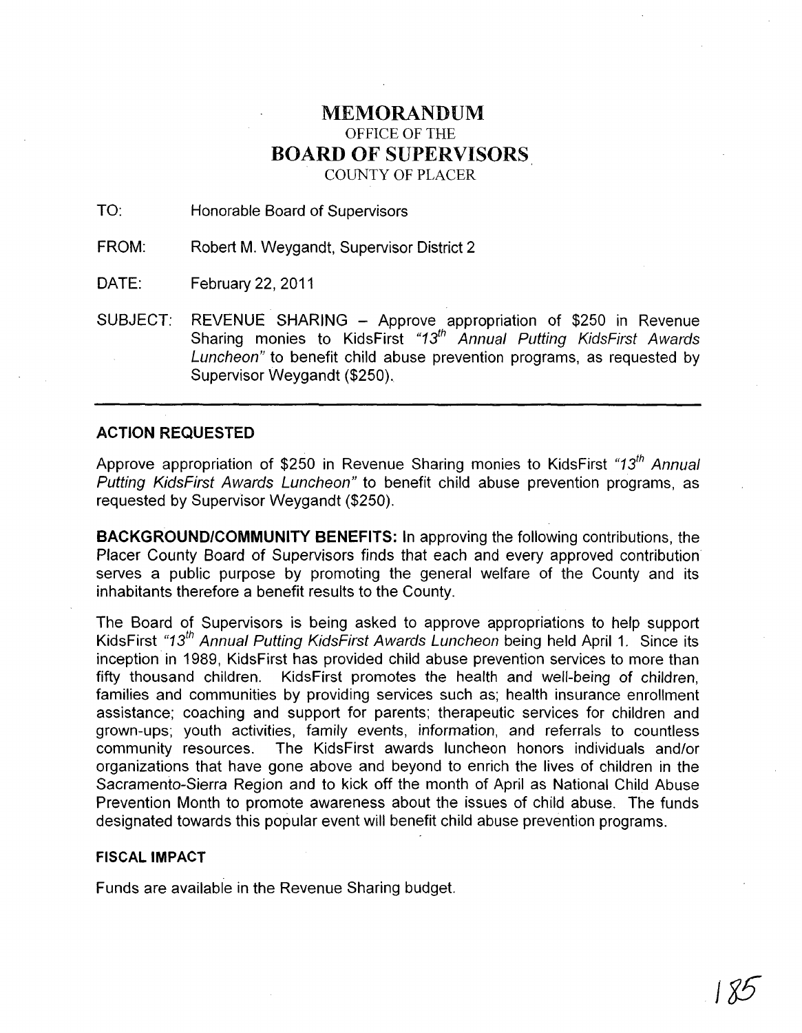# MEMORANDUM
OFFICE OF THE
## BOARD OF SUPERVISORS
COUNTY OF PLACER

TO: Honorable Board of Supervisors

FROM: Robert M. Weygandt, Supervisor District 2

DATE: February 22, 2011

SUBJECT: REVENUE SHARING – Approve appropriation of $250 in Revenue Sharing monies to KidsFirst *"13th Annual Putting KidsFirst Awards Luncheon"* to benefit child abuse prevention programs, as requested by Supervisor Weygandt ($250).

---

### ACTION REQUESTED

Approve appropriation of $250 in Revenue Sharing monies to KidsFirst *"13th Annual Putting KidsFirst Awards Luncheon"* to benefit child abuse prevention programs, as requested by Supervisor Weygandt ($250).

**BACKGROUND/COMMUNITY BENEFITS:** In approving the following contributions, the Placer County Board of Supervisors finds that each and every approved contribution serves a public purpose by promoting the general welfare of the County and its inhabitants therefore a benefit results to the County.

The Board of Supervisors is being asked to approve appropriations to help support KidsFirst *"13th Annual Putting KidsFirst Awards Luncheon* being held April 1. Since its inception in 1989, KidsFirst has provided child abuse prevention services to more than fifty thousand children. KidsFirst promotes the health and well-being of children, families and communities by providing services such as; health insurance enrollment assistance; coaching and support for parents; therapeutic services for children and grown-ups; youth activities, family events, information, and referrals to countless community resources. The KidsFirst awards luncheon honors individuals and/or organizations that have gone above and beyond to enrich the lives of children in the Sacramento-Sierra Region and to kick off the month of April as National Child Abuse Prevention Month to promote awareness about the issues of child abuse. The funds designated towards this popular event will benefit child abuse prevention programs.

### FISCAL IMPACT

Funds are available in the Revenue Sharing budget.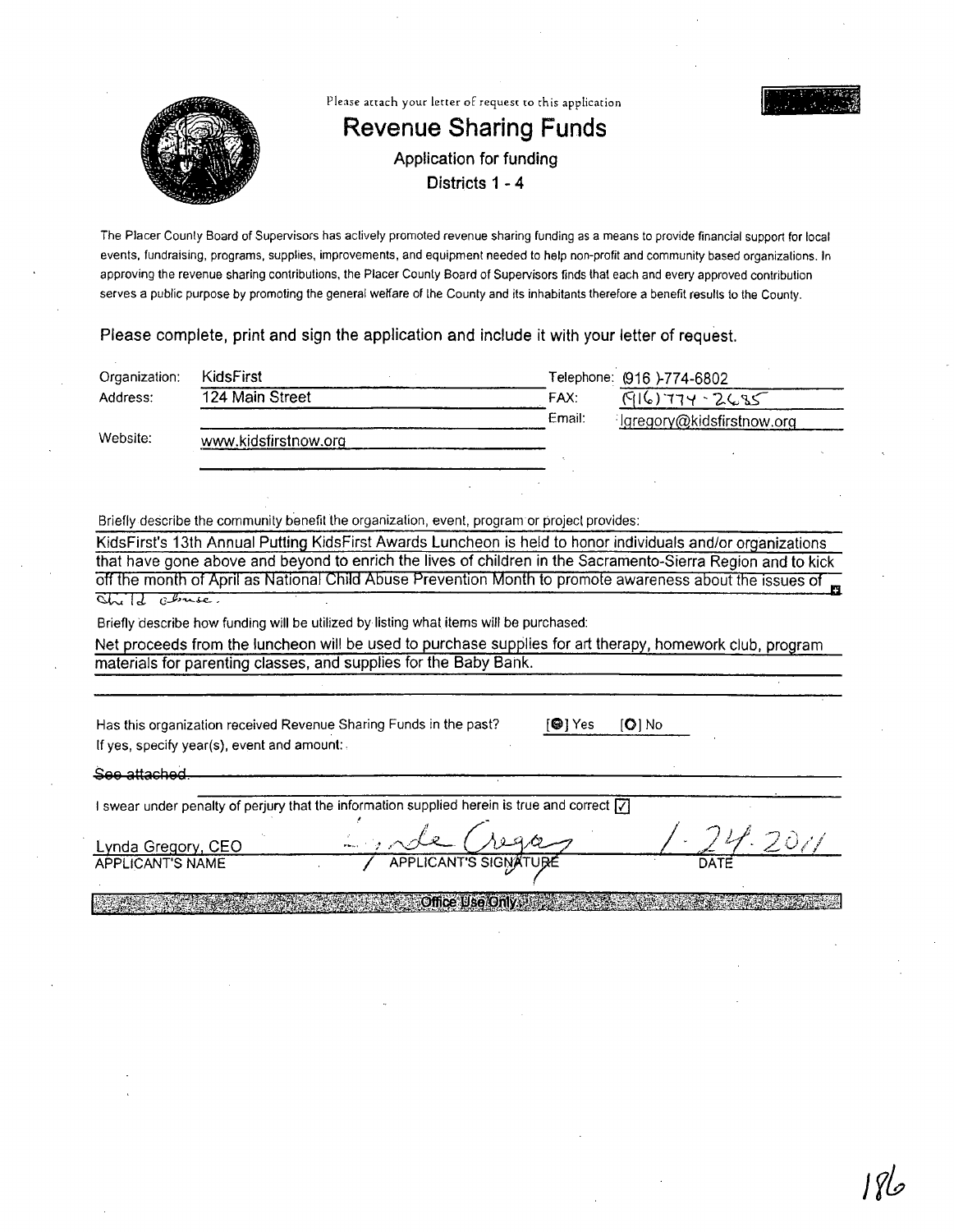Please attach your letter of request to this application

# Revenue Sharing Funds

## Application for funding

### Districts 1 - 4

The Placer County Board of Supervisors has actively promoted revenue sharing funding as a means to provide financial support for local events, fundraising, programs, supplies, improvements, and equipment needed to help non-profit and community based organizations. In approving the revenue sharing contributions, the Placer County Board of Supervisors finds that each and every approved contribution serves a public purpose by promoting the general welfare of the County and its inhabitants therefore a benefit results to the County.

Please complete, print and sign the application and include it with your letter of request.

Organization: KidsFirst
Address: 124 Main Street
Website: www.kidsfirstnow.org

Telephone: (916 )-774-6802
FAX: (916) 774-2685
Email: lgregory@kidsfirstnow.org

Briefly describe the community benefit the organization, event, program or project provides:

KidsFirst's 13th Annual Putting KidsFirst Awards Luncheon is held to honor individuals and/or organizations that have gone above and beyond to enrich the lives of children in the Sacramento-Sierra Region and to kick off the month of April as National Child Abuse Prevention Month to promote awareness about the issues of child abuse.

Briefly describe how funding will be utilized by listing what items will be purchased:

Net proceeds from the luncheon will be used to purchase supplies for art therapy, homework club, program materials for parenting classes, and supplies for the Baby Bank.

Has this organization received Revenue Sharing Funds in the past? [●] Yes [ ] No

If yes, specify year(s), event and amount:

~~See attached.~~

I swear under penalty of perjury that the information supplied herein is true and correct ☑

Lynda Gregory, CEO — APPLICANT'S NAME

[Signature] — APPLICANT'S SIGNATURE

1-24-2011 — DATE

Office Use Only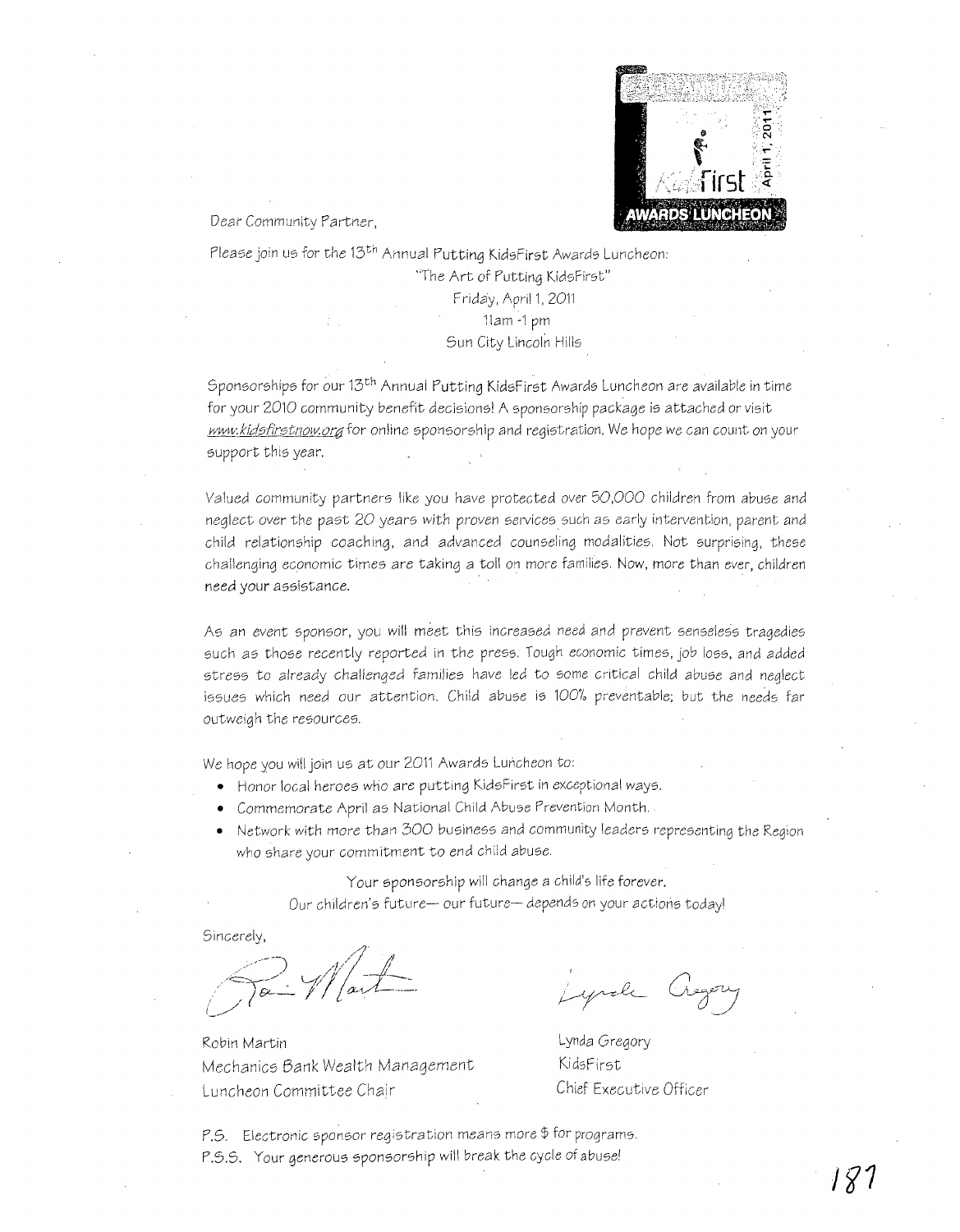Dear Community Partner,

Please join us for the 13th Annual Putting KidsFirst Awards Luncheon:

"The Art of Putting KidsFirst"
Friday, April 1, 2011
11am -1 pm
Sun City Lincoln Hills

Sponsorships for our 13th Annual Putting KidsFirst Awards Luncheon are available in time for your 2010 community benefit decisions! A sponsorship package is attached or visit *www.kidsfirstnow.org* for online sponsorship and registration. We hope we can count on your support this year.

Valued community partners like you have protected over 50,000 children from abuse and neglect over the past 20 years with proven services such as early intervention, parent and child relationship coaching, and advanced counseling modalities. Not surprising, these challenging economic times are taking a toll on more families. Now, more than ever, children need your assistance.

As an event sponsor, you will meet this increased need and prevent senseless tragedies such as those recently reported in the press. Tough economic times, job loss, and added stress to already challenged families have led to some critical child abuse and neglect issues which need our attention. Child abuse is 100% preventable; but the needs far outweigh the resources.

We hope you will join us at our 2011 Awards Luncheon to:

- Honor local heroes who are putting KidsFirst in exceptional ways.
- Commemorate April as National Child Abuse Prevention Month.
- Network with more than 300 business and community leaders representing the Region who share your commitment to end child abuse.

Your sponsorship will change a child's life forever.
Our children's future— our future— depends on your actions today!

Sincerely,

Robin Martin
Mechanics Bank Wealth Management
Luncheon Committee Chair

Lynda Gregory
KidsFirst
Chief Executive Officer

P.S. Electronic sponsor registration means more $ for programs.
P.S.S. Your generous sponsorship will break the cycle of abuse!